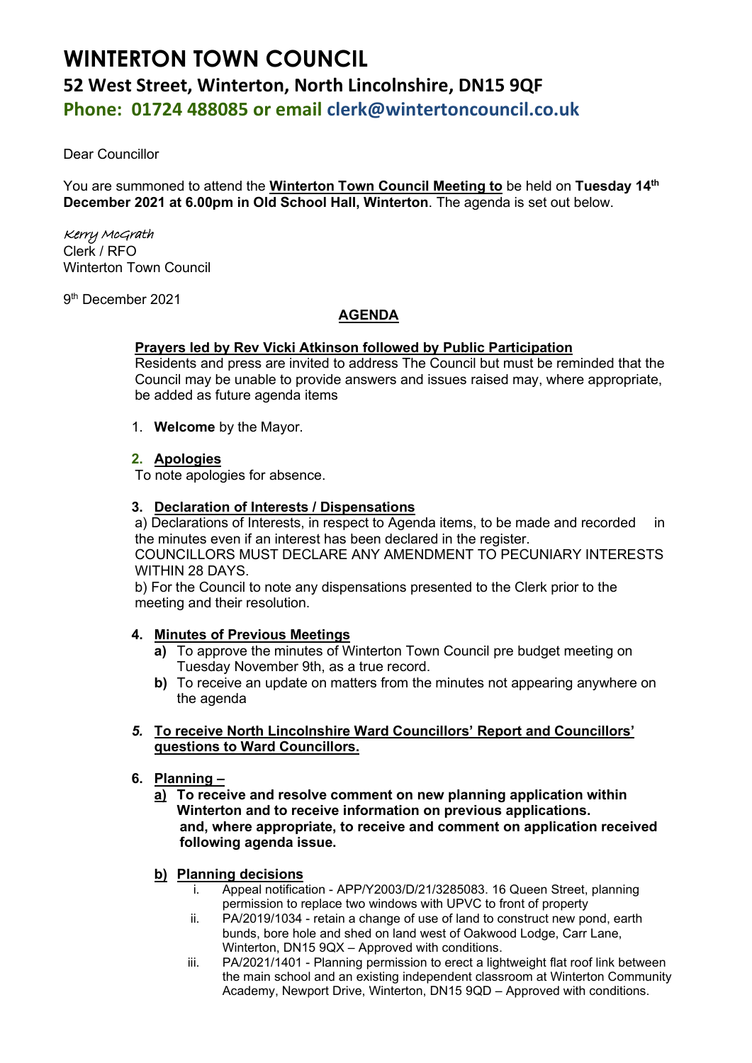# WINTERTON TOWN COUNCIL

## 52 West Street, Winterton, North Lincolnshire, DN15 9QF

**Phone: 01724 488085 or email clerk@wintertoncouncil.co.uk**

Dear Councillor

You are summoned to attend the **Winterton Town Council Meeting to** be held on **Tuesday 14th December 2021 at 6.00pm in Old School Hall, Winterton**. The agenda is set out below.

*Kerry McGrath*
Clerk / RFO
Winterton Town Council

9th December 2021

**AGENDA**

**Prayers led by Rev Vicki Atkinson followed by Public Participation**
Residents and press are invited to address The Council but must be reminded that the Council may be unable to provide answers and issues raised may, where appropriate, be added as future agenda items

1. **Welcome** by the Mayor.

2. **Apologies**
To note apologies for absence.

3. **Declaration of Interests / Dispensations**
a) Declarations of Interests, in respect to Agenda items, to be made and recorded in the minutes even if an interest has been declared in the register.
COUNCILLORS MUST DECLARE ANY AMENDMENT TO PECUNIARY INTERESTS WITHIN 28 DAYS.
b) For the Council to note any dispensations presented to the Clerk prior to the meeting and their resolution.

4. **Minutes of Previous Meetings**
   - **a)** To approve the minutes of Winterton Town Council pre budget meeting on Tuesday November 9th, as a true record.
   - **b)** To receive an update on matters from the minutes not appearing anywhere on the agenda

5. ***To receive North Lincolnshire Ward Councillors' Report and Councillors' questions to Ward Councillors.***

6. **Planning –**
   - **a) To receive and resolve comment on new planning application within Winterton and to receive information on previous applications. and, where appropriate, to receive and comment on application received following agenda issue.**
   - **b) Planning decisions**
     - i. Appeal notification - APP/Y2003/D/21/3285083. 16 Queen Street, planning permission to replace two windows with UPVC to front of property
     - ii. PA/2019/1034 - retain a change of use of land to construct new pond, earth bunds, bore hole and shed on land west of Oakwood Lodge, Carr Lane, Winterton, DN15 9QX – Approved with conditions.
     - iii. PA/2021/1401 - Planning permission to erect a lightweight flat roof link between the main school and an existing independent classroom at Winterton Community Academy, Newport Drive, Winterton, DN15 9QD – Approved with conditions.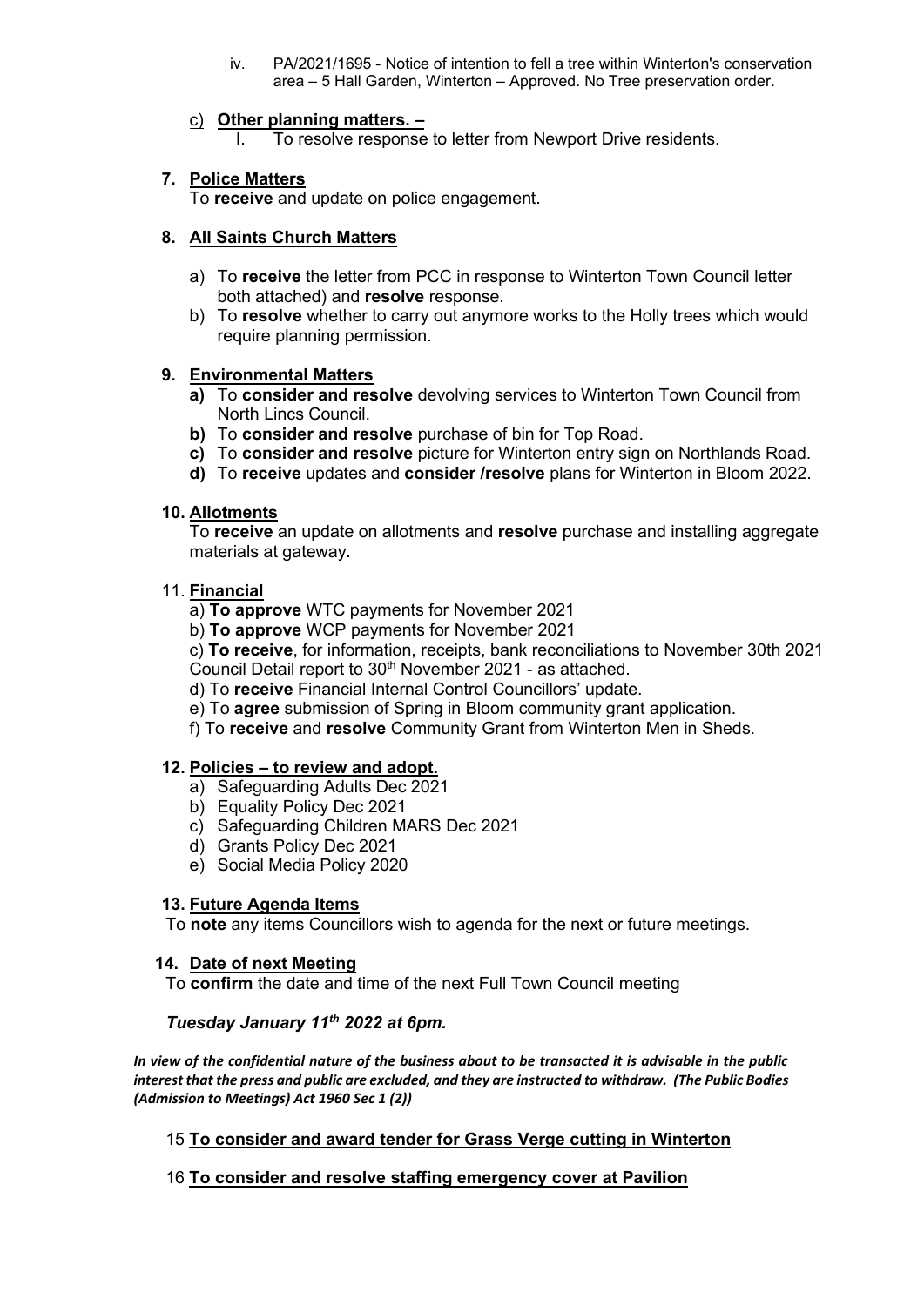iv. PA/2021/1695 - Notice of intention to fell a tree within Winterton's conservation area – 5 Hall Garden, Winterton – Approved. No Tree preservation order.

c) **Other planning matters. –**

I. To resolve response to letter from Newport Drive residents.

**7. Police Matters**

To **receive** and update on police engagement.

**8. All Saints Church Matters**

a) To **receive** the letter from PCC in response to Winterton Town Council letter both attached) and **resolve** response.

b) To **resolve** whether to carry out anymore works to the Holly trees which would require planning permission.

**9. Environmental Matters**

**a)** To **consider and resolve** devolving services to Winterton Town Council from North Lincs Council.

**b)** To **consider and resolve** purchase of bin for Top Road.

**c)** To **consider and resolve** picture for Winterton entry sign on Northlands Road.

**d)** To **receive** updates and **consider /resolve** plans for Winterton in Bloom 2022.

**10. Allotments**

To **receive** an update on allotments and **resolve** purchase and installing aggregate materials at gateway.

11. **Financial**

a) **To approve** WTC payments for November 2021

b) **To approve** WCP payments for November 2021

c) **To receive**, for information, receipts, bank reconciliations to November 30th 2021 Council Detail report to 30th November 2021 - as attached.

d) To **receive** Financial Internal Control Councillors' update.

e) To **agree** submission of Spring in Bloom community grant application.

f) To **receive** and **resolve** Community Grant from Winterton Men in Sheds.

**12. Policies – to review and adopt.**

a) Safeguarding Adults Dec 2021

b) Equality Policy Dec 2021

c) Safeguarding Children MARS Dec 2021

d) Grants Policy Dec 2021

e) Social Media Policy 2020

**13. Future Agenda Items**

To **note** any items Councillors wish to agenda for the next or future meetings.

**14. Date of next Meeting**

To **confirm** the date and time of the next Full Town Council meeting

***Tuesday January 11th 2022 at 6pm.***

*In view of the confidential nature of the business about to be transacted it is advisable in the public interest that the press and public are excluded, and they are instructed to withdraw. (The Public Bodies (Admission to Meetings) Act 1960 Sec 1 (2))*

15 **To consider and award tender for Grass Verge cutting in Winterton**

16 **To consider and resolve staffing emergency cover at Pavilion**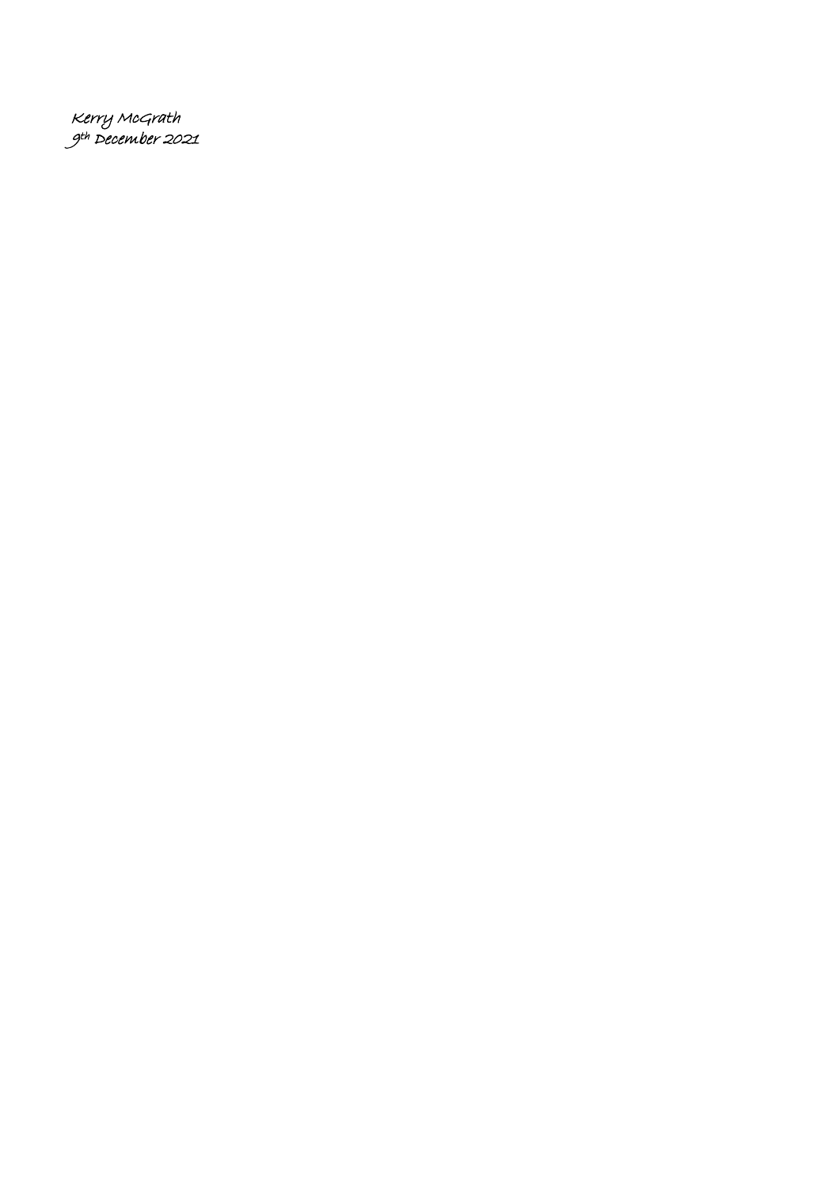Kerry McGrath
9th December 2021